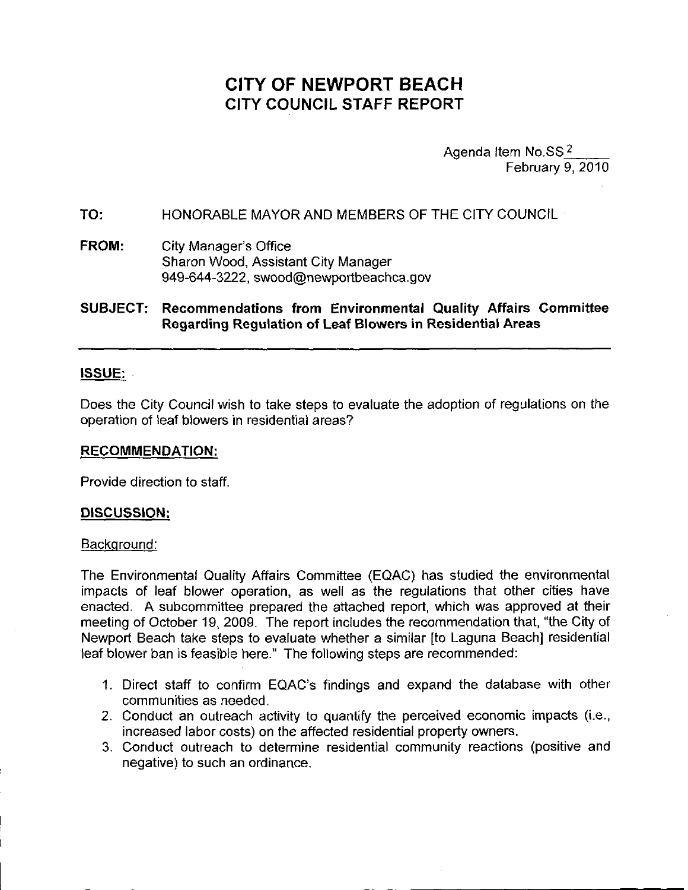# CITY OF NEWPORT BEACH
## CITY COUNCIL STAFF REPORT

Agenda Item No.SS 2
February 9, 2010

**TO:** HONORABLE MAYOR AND MEMBERS OF THE CITY COUNCIL

**FROM:** City Manager's Office
Sharon Wood, Assistant City Manager
949-644-3222, swood@newportbeachca.gov

**SUBJECT: Recommendations from Environmental Quality Affairs Committee Regarding Regulation of Leaf Blowers in Residential Areas**

## ISSUE:

Does the City Council wish to take steps to evaluate the adoption of regulations on the operation of leaf blowers in residential areas?

## RECOMMENDATION:

Provide direction to staff.

## DISCUSSION:

Background:

The Environmental Quality Affairs Committee (EQAC) has studied the environmental impacts of leaf blower operation, as well as the regulations that other cities have enacted. A subcommittee prepared the attached report, which was approved at their meeting of October 19, 2009. The report includes the recommendation that, "the City of Newport Beach take steps to evaluate whether a similar [to Laguna Beach] residential leaf blower ban is feasible here." The following steps are recommended:

1. Direct staff to confirm EQAC's findings and expand the database with other communities as needed.
2. Conduct an outreach activity to quantify the perceived economic impacts (i.e., increased labor costs) on the affected residential property owners.
3. Conduct outreach to determine residential community reactions (positive and negative) to such an ordinance.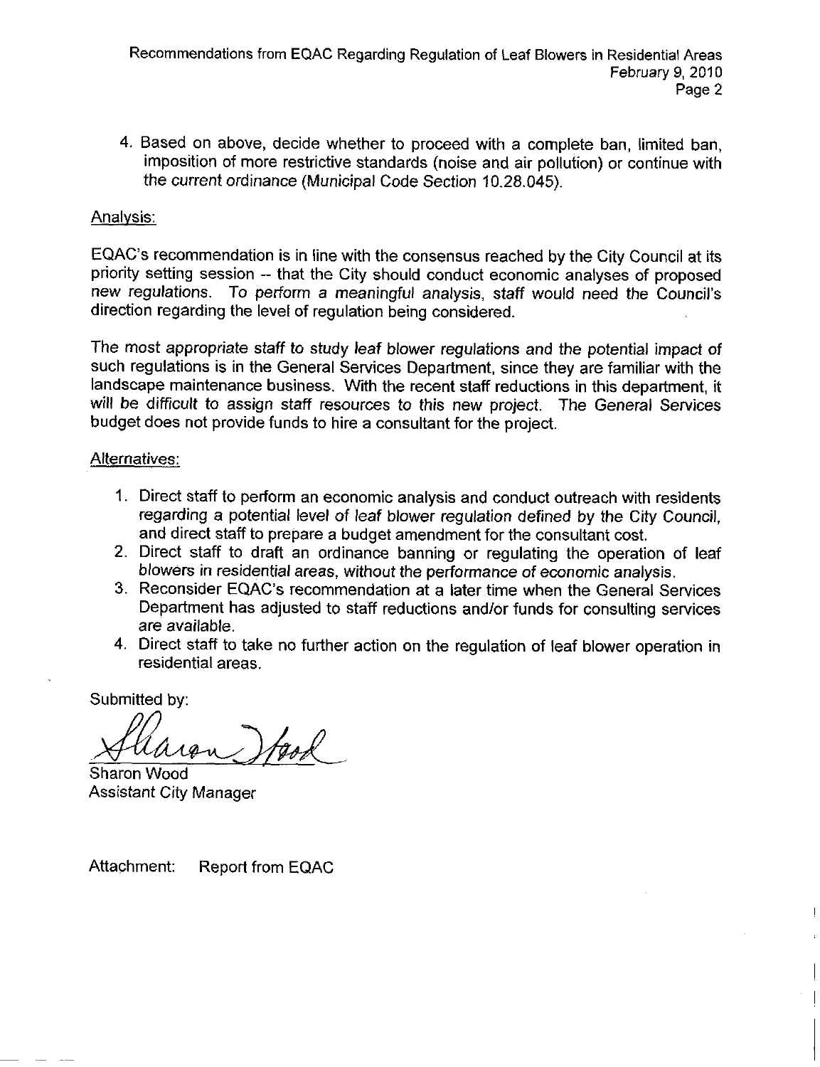4. Based on above, decide whether to proceed with a complete ban, limited ban, imposition of more restrictive standards (noise and air pollution) or continue with the current ordinance (Municipal Code Section 10.28.045).

Analysis:

EQAC's recommendation is in line with the consensus reached by the City Council at its priority setting session -- that the City should conduct economic analyses of proposed new regulations. To perform a meaningful analysis, staff would need the Council's direction regarding the level of regulation being considered.

The most appropriate staff to study leaf blower regulations and the potential impact of such regulations is in the General Services Department, since they are familiar with the landscape maintenance business. With the recent staff reductions in this department, it will be difficult to assign staff resources to this new project. The General Services budget does not provide funds to hire a consultant for the project.

Alternatives:

1. Direct staff to perform an economic analysis and conduct outreach with residents regarding a potential level of leaf blower regulation defined by the City Council, and direct staff to prepare a budget amendment for the consultant cost.
2. Direct staff to draft an ordinance banning or regulating the operation of leaf blowers in residential areas, without the performance of economic analysis.
3. Reconsider EQAC's recommendation at a later time when the General Services Department has adjusted to staff reductions and/or funds for consulting services are available.
4. Direct staff to take no further action on the regulation of leaf blower operation in residential areas.

Submitted by:

Sharon Wood
Assistant City Manager

Attachment: Report from EQAC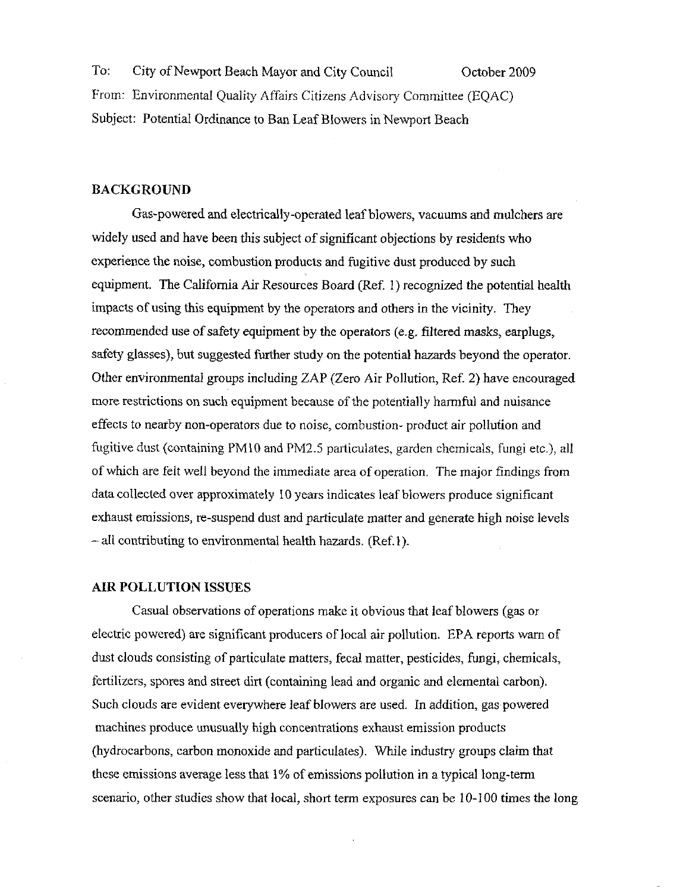To: City of Newport Beach Mayor and City Council October 2009

From: Environmental Quality Affairs Citizens Advisory Committee (EQAC)

Subject: Potential Ordinance to Ban Leaf Blowers in Newport Beach

## BACKGROUND

Gas-powered and electrically-operated leaf blowers, vacuums and mulchers are widely used and have been this subject of significant objections by residents who experience the noise, combustion products and fugitive dust produced by such equipment. The California Air Resources Board (Ref. 1) recognized the potential health impacts of using this equipment by the operators and others in the vicinity. They recommended use of safety equipment by the operators (e.g. filtered masks, earplugs, safety glasses), but suggested further study on the potential hazards beyond the operator. Other environmental groups including ZAP (Zero Air Pollution, Ref. 2) have encouraged more restrictions on such equipment because of the potentially harmful and nuisance effects to nearby non-operators due to noise, combustion- product air pollution and fugitive dust (containing PM10 and PM2.5 particulates, garden chemicals, fungi etc.), all of which are felt well beyond the immediate area of operation. The major findings from data collected over approximately 10 years indicates leaf blowers produce significant exhaust emissions, re-suspend dust and particulate matter and generate high noise levels – all contributing to environmental health hazards. (Ref.1).

## AIR POLLUTION ISSUES

Casual observations of operations make it obvious that leaf blowers (gas or electric powered) are significant producers of local air pollution. EPA reports warn of dust clouds consisting of particulate matters, fecal matter, pesticides, fungi, chemicals, fertilizers, spores and street dirt (containing lead and organic and elemental carbon). Such clouds are evident everywhere leaf blowers are used. In addition, gas powered machines produce unusually high concentrations exhaust emission products (hydrocarbons, carbon monoxide and particulates). While industry groups claim that these emissions average less that 1% of emissions pollution in a typical long-term scenario, other studies show that local, short term exposures can be 10-100 times the long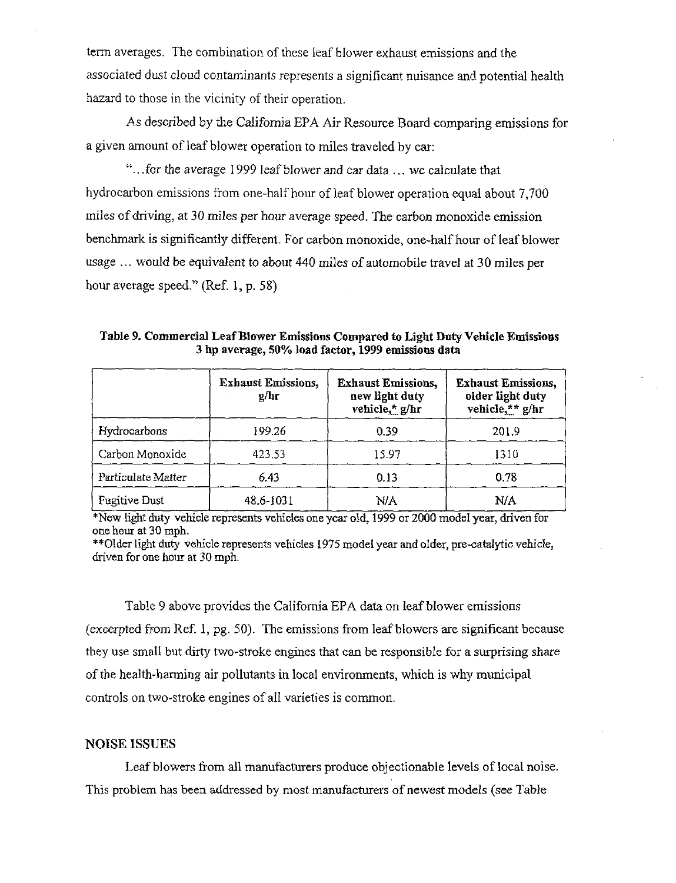term averages. The combination of these leaf blower exhaust emissions and the associated dust cloud contaminants represents a significant nuisance and potential health hazard to those in the vicinity of their operation.

As described by the California EPA Air Resource Board comparing emissions for a given amount of leaf blower operation to miles traveled by car:

"…for the average 1999 leaf blower and car data … we calculate that hydrocarbon emissions from one-half hour of leaf blower operation equal about 7,700 miles of driving, at 30 miles per hour average speed. The carbon monoxide emission benchmark is significantly different. For carbon monoxide, one-half hour of leaf blower usage … would be equivalent to about 440 miles of automobile travel at 30 miles per hour average speed." (Ref. 1, p. 58)

**Table 9. Commercial Leaf Blower Emissions Compared to Light Duty Vehicle Emissions 3 hp average, 50% load factor, 1999 emissions data**

| | Exhaust Emissions, g/hr | Exhaust Emissions, new light duty vehicle,* g/hr | Exhaust Emissions, older light duty vehicle,** g/hr |
|---|---|---|---|
| Hydrocarbons | 199.26 | 0.39 | 201.9 |
| Carbon Monoxide | 423.53 | 15.97 | 1310 |
| Particulate Matter | 6.43 | 0.13 | 0.78 |
| Fugitive Dust | 48.6-1031 | N/A | N/A |

*New light duty vehicle represents vehicles one year old, 1999 or 2000 model year, driven for one hour at 30 mph.

**Older light duty vehicle represents vehicles 1975 model year and older, pre-catalytic vehicle, driven for one hour at 30 mph.

Table 9 above provides the California EPA data on leaf blower emissions (excerpted from Ref. 1, pg. 50). The emissions from leaf blowers are significant because they use small but dirty two-stroke engines that can be responsible for a surprising share of the health-harming air pollutants in local environments, which is why municipal controls on two-stroke engines of all varieties is common.

## NOISE ISSUES

Leaf blowers from all manufacturers produce objectionable levels of local noise. This problem has been addressed by most manufacturers of newest models (see Table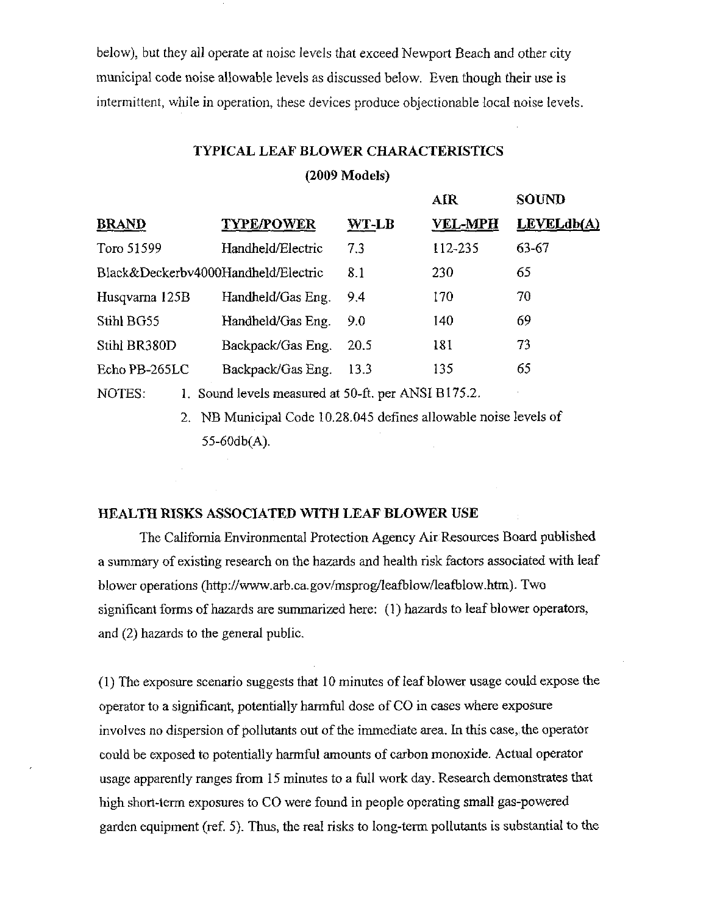below), but they all operate at noise levels that exceed Newport Beach and other city municipal code noise allowable levels as discussed below. Even though their use is intermittent, while in operation, these devices produce objectionable local noise levels.

**TYPICAL LEAF BLOWER CHARACTERISTICS**
**(2009 Models)**

| BRAND | TYPE/POWER | WT-LB | AIR VEL-MPH | SOUND LEVELdb(A) |
|---|---|---|---|---|
| Toro 51599 | Handheld/Electric | 7.3 | 112-235 | 63-67 |
| Black&Deckerbv4000 | Handheld/Electric | 8.1 | 230 | 65 |
| Husqvarna 125B | Handheld/Gas Eng. | 9.4 | 170 | 70 |
| Stihl BG55 | Handheld/Gas Eng. | 9.0 | 140 | 69 |
| Stihl BR380D | Backpack/Gas Eng. | 20.5 | 181 | 73 |
| Echo PB-265LC | Backpack/Gas Eng. | 13.3 | 135 | 65 |

NOTES:
1. Sound levels measured at 50-ft. per ANSI B175.2.
2. NB Municipal Code 10.28.045 defines allowable noise levels of 55-60db(A).

## HEALTH RISKS ASSOCIATED WITH LEAF BLOWER USE

The California Environmental Protection Agency Air Resources Board published a summary of existing research on the hazards and health risk factors associated with leaf blower operations (http://www.arb.ca.gov/msprog/leafblow/leafblow.htm). Two significant forms of hazards are summarized here: (1) hazards to leaf blower operators, and (2) hazards to the general public.

(1) The exposure scenario suggests that 10 minutes of leaf blower usage could expose the operator to a significant, potentially harmful dose of CO in cases where exposure involves no dispersion of pollutants out of the immediate area. In this case, the operator could be exposed to potentially harmful amounts of carbon monoxide. Actual operator usage apparently ranges from 15 minutes to a full work day. Research demonstrates that high short-term exposures to CO were found in people operating small gas-powered garden equipment (ref. 5). Thus, the real risks to long-term pollutants is substantial to the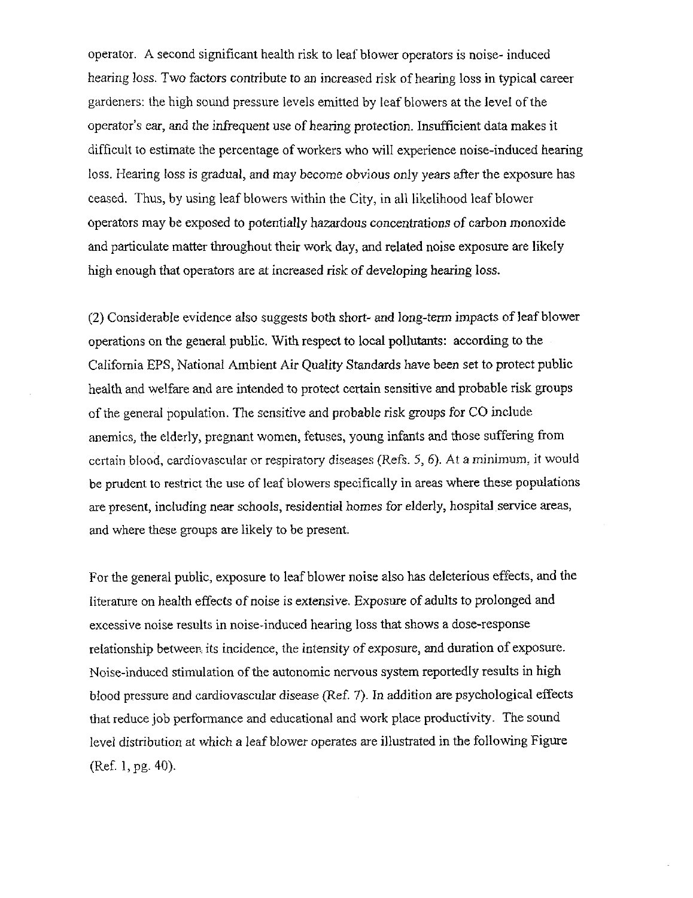operator. A second significant health risk to leaf blower operators is noise- induced hearing loss. Two factors contribute to an increased risk of hearing loss in typical career gardeners: the high sound pressure levels emitted by leaf blowers at the level of the operator's ear, and the infrequent use of hearing protection. Insufficient data makes it difficult to estimate the percentage of workers who will experience noise-induced hearing loss. Hearing loss is gradual, and may become obvious only years after the exposure has ceased. Thus, by using leaf blowers within the City, in all likelihood leaf blower operators may be exposed to potentially hazardous concentrations of carbon monoxide and particulate matter throughout their work day, and related noise exposure are likely high enough that operators are at increased risk of developing hearing loss.

(2) Considerable evidence also suggests both short- and long-term impacts of leaf blower operations on the general public. With respect to local pollutants: according to the California EPS, National Ambient Air Quality Standards have been set to protect public health and welfare and are intended to protect certain sensitive and probable risk groups of the general population. The sensitive and probable risk groups for CO include anemics, the elderly, pregnant women, fetuses, young infants and those suffering from certain blood, cardiovascular or respiratory diseases (Refs. 5, 6). At a minimum, it would be prudent to restrict the use of leaf blowers specifically in areas where these populations are present, including near schools, residential homes for elderly, hospital service areas, and where these groups are likely to be present.

For the general public, exposure to leaf blower noise also has deleterious effects, and the literature on health effects of noise is extensive. Exposure of adults to prolonged and excessive noise results in noise-induced hearing loss that shows a dose-response relationship between its incidence, the intensity of exposure, and duration of exposure. Noise-induced stimulation of the autonomic nervous system reportedly results in high blood pressure and cardiovascular disease (Ref. 7). In addition are psychological effects that reduce job performance and educational and work place productivity. The sound level distribution at which a leaf blower operates are illustrated in the following Figure (Ref. 1, pg. 40).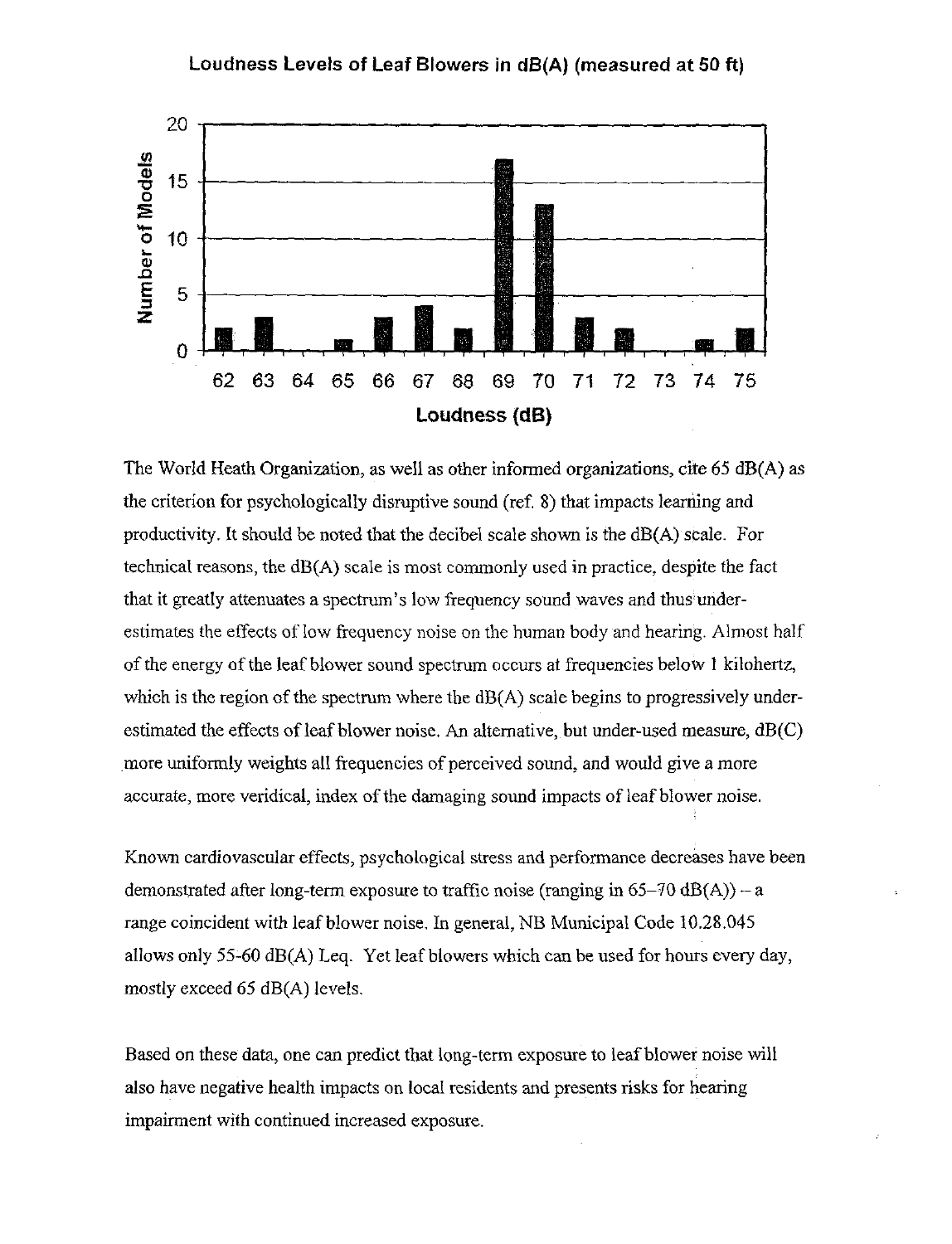**Loudness Levels of Leaf Blowers in dB(A) (measured at 50 ft)**

| Loudness (dB) | 62 | 63 | 64 | 65 | 66 | 67 | 68 | 69 | 70 | 71 | 72 | 73 | 74 | 75 |
|---|---|---|---|---|---|---|---|---|---|---|---|---|---|---|
| Number of Models | 2 | 3 | 0 | 1 | 3 | 4 | 2 | 17 | 13 | 3 | 2 | 0 | 1 | 2 |

The World Heath Organization, as well as other informed organizations, cite 65 dB(A) as the criterion for psychologically disruptive sound (ref. 8) that impacts learning and productivity. It should be noted that the decibel scale shown is the dB(A) scale. For technical reasons, the dB(A) scale is most commonly used in practice, despite the fact that it greatly attenuates a spectrum's low frequency sound waves and thus under-estimates the effects of low frequency noise on the human body and hearing. Almost half of the energy of the leaf blower sound spectrum occurs at frequencies below 1 kilohertz, which is the region of the spectrum where the dB(A) scale begins to progressively under-estimated the effects of leaf blower noise. An alternative, but under-used measure, dB(C) more uniformly weights all frequencies of perceived sound, and would give a more accurate, more veridical, index of the damaging sound impacts of leaf blower noise.

Known cardiovascular effects, psychological stress and performance decreases have been demonstrated after long-term exposure to traffic noise (ranging in 65–70 dB(A)) – a range coincident with leaf blower noise. In general, NB Municipal Code 10.28.045 allows only 55-60 dB(A) Leq. Yet leaf blowers which can be used for hours every day, mostly exceed 65 dB(A) levels.

Based on these data, one can predict that long-term exposure to leaf blower noise will also have negative health impacts on local residents and presents risks for hearing impairment with continued increased exposure.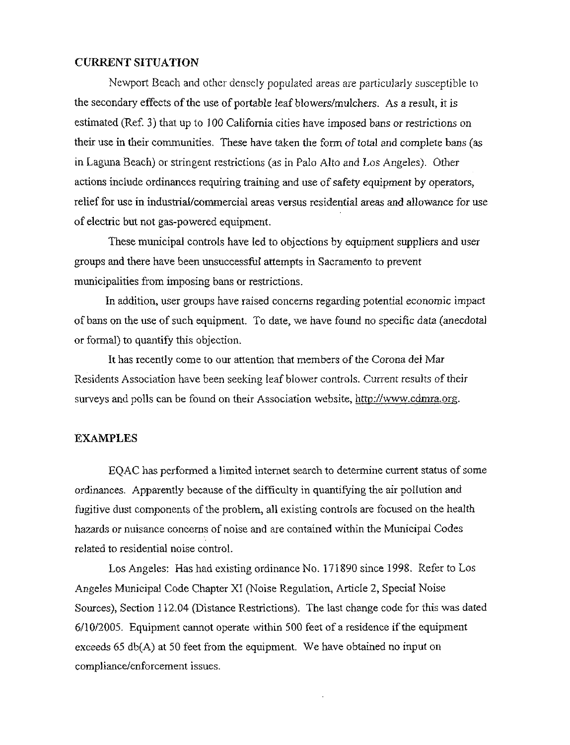## CURRENT SITUATION

Newport Beach and other densely populated areas are particularly susceptible to the secondary effects of the use of portable leaf blowers/mulchers. As a result, it is estimated (Ref. 3) that up to 100 California cities have imposed bans or restrictions on their use in their communities. These have taken the form of total and complete bans (as in Laguna Beach) or stringent restrictions (as in Palo Alto and Los Angeles). Other actions include ordinances requiring training and use of safety equipment by operators, relief for use in industrial/commercial areas versus residential areas and allowance for use of electric but not gas-powered equipment.

These municipal controls have led to objections by equipment suppliers and user groups and there have been unsuccessful attempts in Sacramento to prevent municipalities from imposing bans or restrictions.

In addition, user groups have raised concerns regarding potential economic impact of bans on the use of such equipment. To date, we have found no specific data (anecdotal or formal) to quantify this objection.

It has recently come to our attention that members of the Corona del Mar Residents Association have been seeking leaf blower controls. Current results of their surveys and polls can be found on their Association website, http://www.cdmra.org.

## EXAMPLES

EQAC has performed a limited internet search to determine current status of some ordinances. Apparently because of the difficulty in quantifying the air pollution and fugitive dust components of the problem, all existing controls are focused on the health hazards or nuisance concerns of noise and are contained within the Municipal Codes related to residential noise control.

Los Angeles: Has had existing ordinance No. 171890 since 1998. Refer to Los Angeles Municipal Code Chapter XI (Noise Regulation, Article 2, Special Noise Sources), Section 112.04 (Distance Restrictions). The last change code for this was dated 6/10/2005. Equipment cannot operate within 500 feet of a residence if the equipment exceeds 65 db(A) at 50 feet from the equipment. We have obtained no input on compliance/enforcement issues.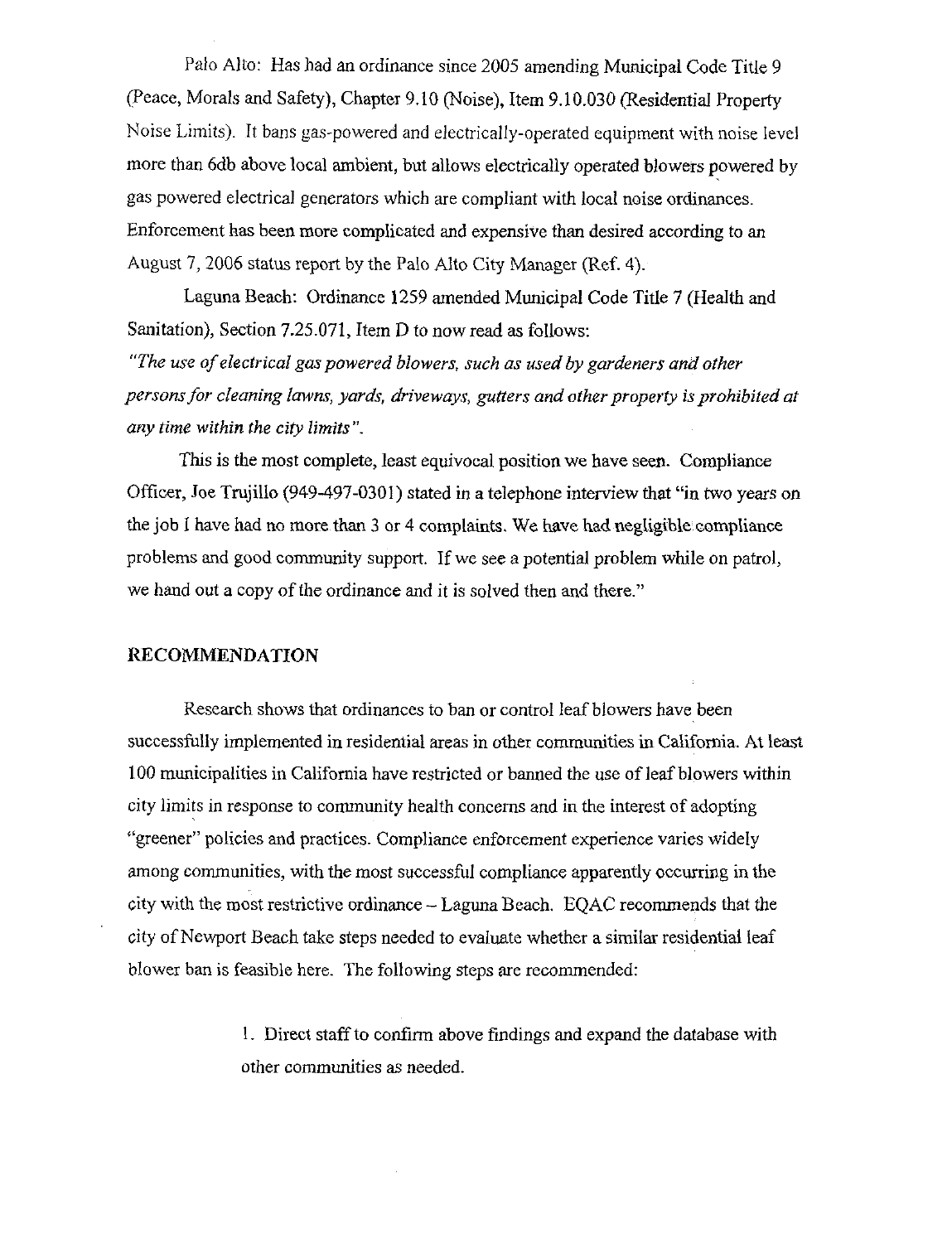Palo Alto: Has had an ordinance since 2005 amending Municipal Code Title 9 (Peace, Morals and Safety), Chapter 9.10 (Noise), Item 9.10.030 (Residential Property Noise Limits). It bans gas-powered and electrically-operated equipment with noise level more than 6db above local ambient, but allows electrically operated blowers powered by gas powered electrical generators which are compliant with local noise ordinances. Enforcement has been more complicated and expensive than desired according to an August 7, 2006 status report by the Palo Alto City Manager (Ref. 4).

Laguna Beach: Ordinance 1259 amended Municipal Code Title 7 (Health and Sanitation), Section 7.25.071, Item D to now read as follows:

*"The use of electrical gas powered blowers, such as used by gardeners and other persons for cleaning lawns, yards, driveways, gutters and other property is prohibited at any time within the city limits".*

This is the most complete, least equivocal position we have seen. Compliance Officer, Joe Trujillo (949-497-0301) stated in a telephone interview that "in two years on the job I have had no more than 3 or 4 complaints. We have had negligible compliance problems and good community support. If we see a potential problem while on patrol, we hand out a copy of the ordinance and it is solved then and there."

## RECOMMENDATION

Research shows that ordinances to ban or control leaf blowers have been successfully implemented in residential areas in other communities in California. At least 100 municipalities in California have restricted or banned the use of leaf blowers within city limits in response to community health concerns and in the interest of adopting "greener" policies and practices. Compliance enforcement experience varies widely among communities, with the most successful compliance apparently occurring in the city with the most restrictive ordinance – Laguna Beach. EQAC recommends that the city of Newport Beach take steps needed to evaluate whether a similar residential leaf blower ban is feasible here. The following steps are recommended:

1. Direct staff to confirm above findings and expand the database with other communities as needed.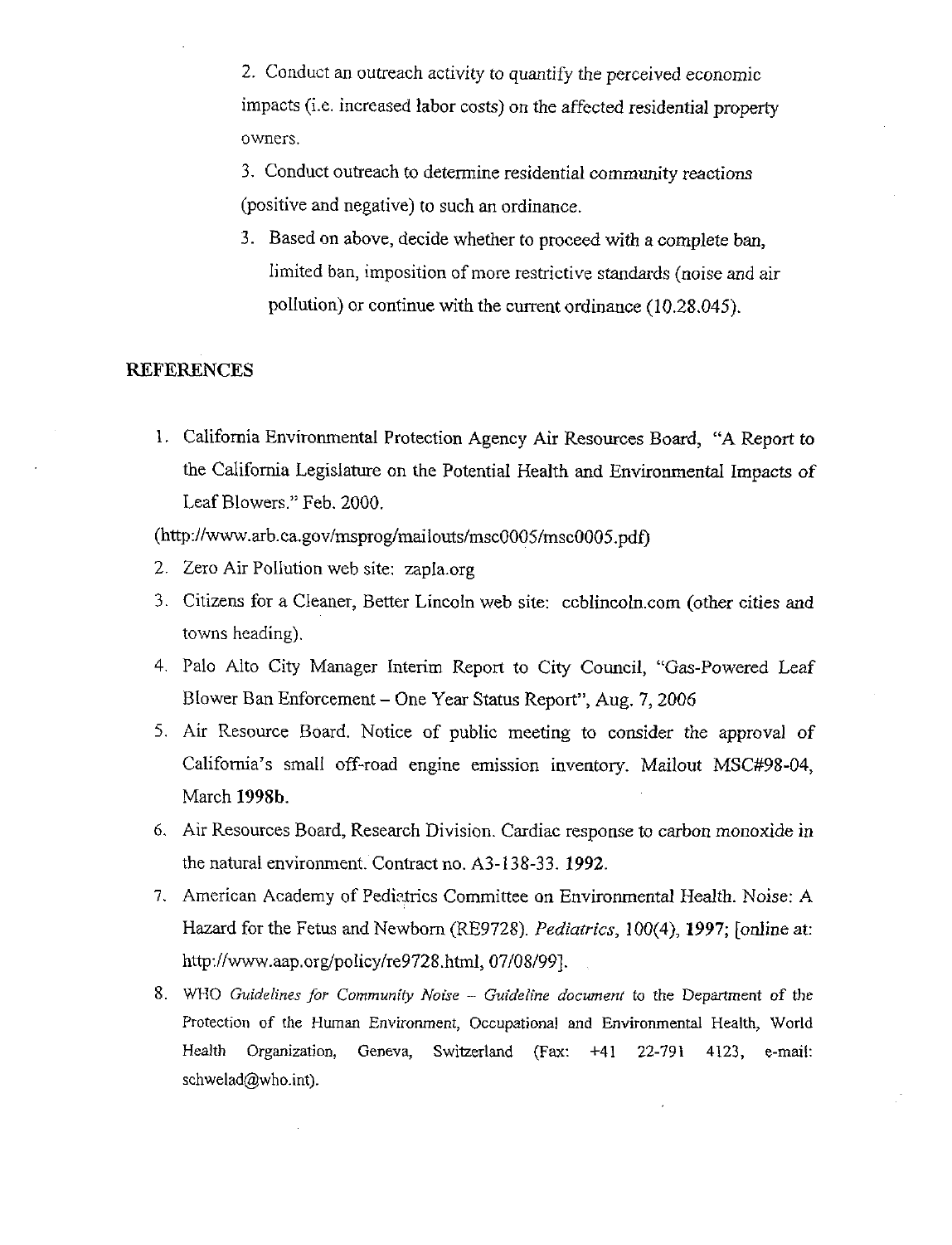2. Conduct an outreach activity to quantify the perceived economic impacts (i.e. increased labor costs) on the affected residential property owners.

3. Conduct outreach to determine residential community reactions (positive and negative) to such an ordinance.

3. Based on above, decide whether to proceed with a complete ban, limited ban, imposition of more restrictive standards (noise and air pollution) or continue with the current ordinance (10.28.045).

## REFERENCES

1. California Environmental Protection Agency Air Resources Board, "A Report to the California Legislature on the Potential Health and Environmental Impacts of Leaf Blowers." Feb. 2000.

(http://www.arb.ca.gov/msprog/mailouts/msc0005/msc0005.pdf)

2. Zero Air Pollution web site: zapla.org
3. Citizens for a Cleaner, Better Lincoln web site: ccblincoln.com (other cities and towns heading).
4. Palo Alto City Manager Interim Report to City Council, "Gas-Powered Leaf Blower Ban Enforcement – One Year Status Report", Aug. 7, 2006
5. Air Resource Board. Notice of public meeting to consider the approval of California's small off-road engine emission inventory. Mailout MSC#98-04, March **1998b**.
6. Air Resources Board, Research Division. Cardiac response to carbon monoxide in the natural environment. Contract no. A3-138-33. **1992**.
7. American Academy of Pediatrics Committee on Environmental Health. Noise: A Hazard for the Fetus and Newborn (RE9728). *Pediatrics*, 100(4), **1997**; [online at: http://www.aap.org/policy/re9728.html, 07/08/99].
8. WHO *Guidelines for Community Noise – Guideline document* to the Department of the Protection of the Human Environment, Occupational and Environmental Health, World Health Organization, Geneva, Switzerland (Fax: +41 22-791 4123, e-mail: schwelad@who.int).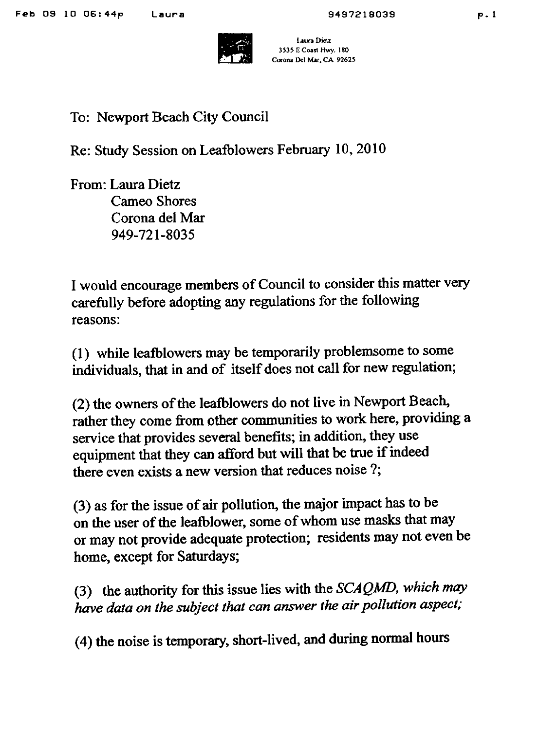Laura Dietz
3535 E Coast Hwy. 180
Corona Del Mar, CA 92625

To: Newport Beach City Council

Re: Study Session on Leafblowers February 10, 2010

From: Laura Dietz
Cameo Shores
Corona del Mar
949-721-8035

I would encourage members of Council to consider this matter very carefully before adopting any regulations for the following reasons:

(1) while leafblowers may be temporarily problemsome to some individuals, that in and of itself does not call for new regulation;

(2) the owners of the leafblowers do not live in Newport Beach, rather they come from other communities to work here, providing a service that provides several benefits; in addition, they use equipment that they can afford but will that be true if indeed there even exists a new version that reduces noise ?;

(3) as for the issue of air pollution, the major impact has to be on the user of the leafblower, some of whom use masks that may or may not provide adequate protection; residents may not even be home, except for Saturdays;

(3) the authority for this issue lies with the *SCAQMD, which may have data on the subject that can answer the air pollution aspect;*

(4) the noise is temporary, short-lived, and during normal hours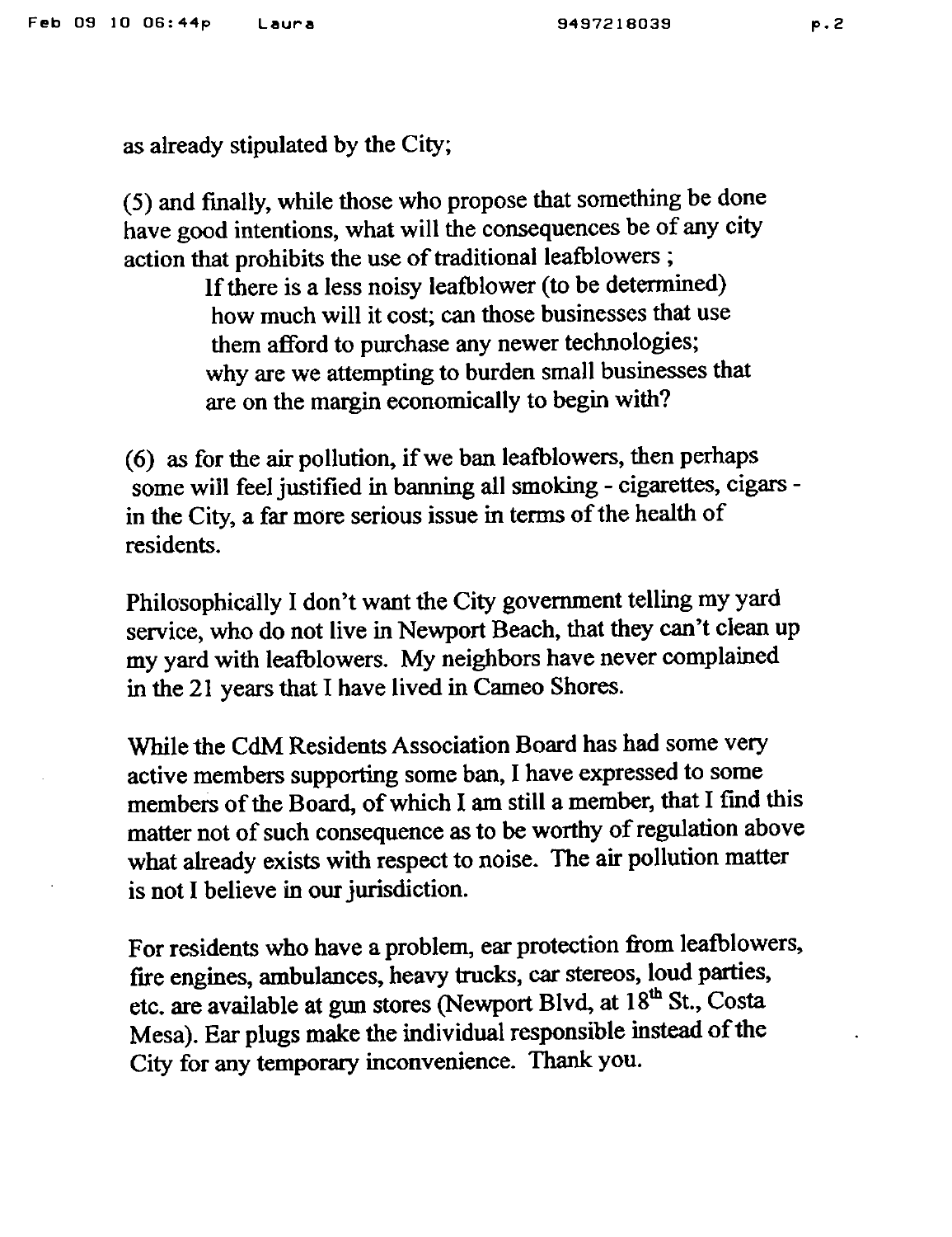as already stipulated by the City;

(5) and finally, while those who propose that something be done have good intentions, what will the consequences be of any city action that prohibits the use of traditional leafblowers ;

> If there is a less noisy leafblower (to be determined) how much will it cost; can those businesses that use them afford to purchase any newer technologies; why are we attempting to burden small businesses that are on the margin economically to begin with?

(6) as for the air pollution, if we ban leafblowers, then perhaps some will feel justified in banning all smoking - cigarettes, cigars - in the City, a far more serious issue in terms of the health of residents.

Philosophically I don't want the City government telling my yard service, who do not live in Newport Beach, that they can't clean up my yard with leafblowers. My neighbors have never complained in the 21 years that I have lived in Cameo Shores.

While the CdM Residents Association Board has had some very active members supporting some ban, I have expressed to some members of the Board, of which I am still a member, that I find this matter not of such consequence as to be worthy of regulation above what already exists with respect to noise. The air pollution matter is not I believe in our jurisdiction.

For residents who have a problem, ear protection from leafblowers, fire engines, ambulances, heavy trucks, car stereos, loud parties, etc. are available at gun stores (Newport Blvd, at 18th St., Costa Mesa). Ear plugs make the individual responsible instead of the City for any temporary inconvenience. Thank you.